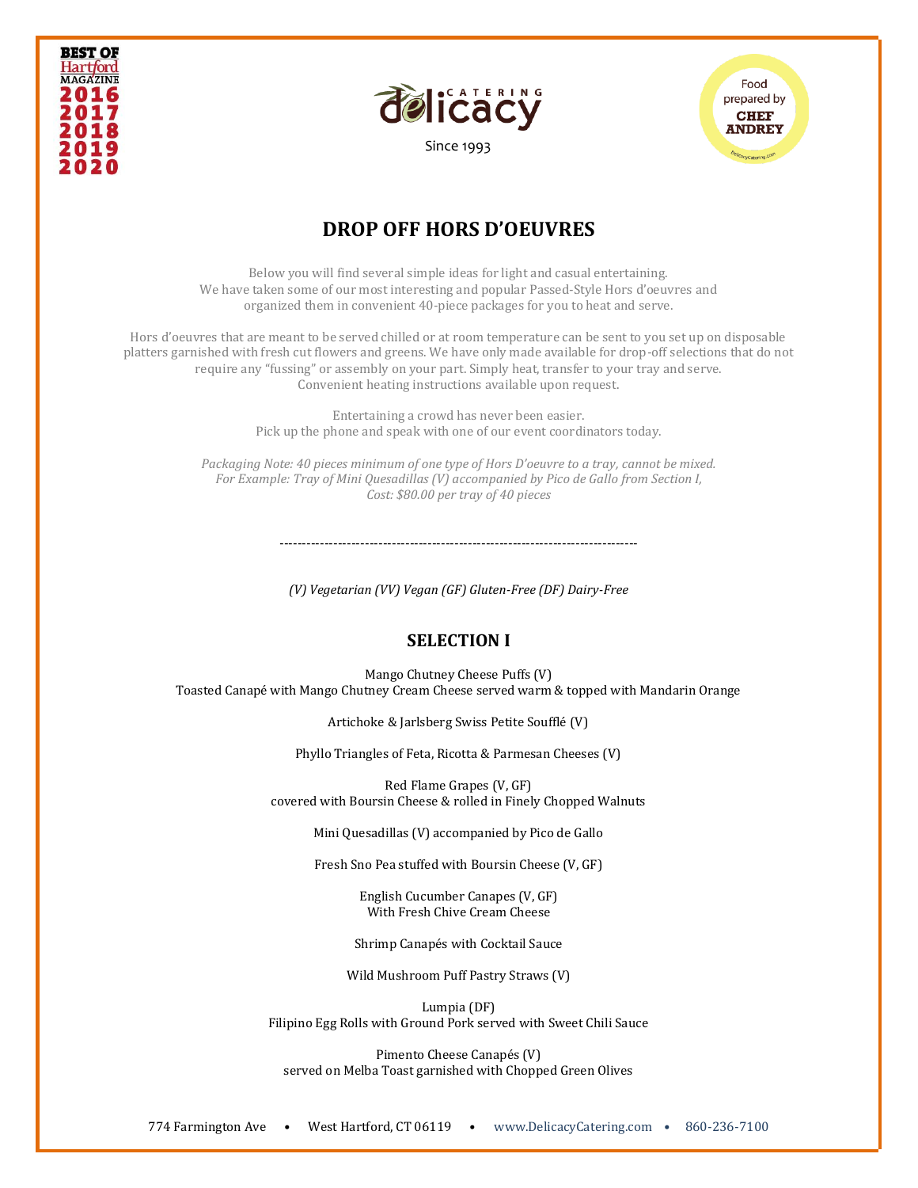BEST OF Hartford MAGAZINE 2016 2017 2018 2019 2020

delicacy CATERING

Since 1993

Food prepared by CHEF ANDREY

# DROP OFF HORS D'OEUVRES

Below you will find several simple ideas for light and casual entertaining.
We have taken some of our most interesting and popular Passed-Style Hors d'oeuvres and organized them in convenient 40-piece packages for you to heat and serve.

Hors d'oeuvres that are meant to be served chilled or at room temperature can be sent to you set up on disposable platters garnished with fresh cut flowers and greens. We have only made available for drop-off selections that do not require any "fussing" or assembly on your part. Simply heat, transfer to your tray and serve.
Convenient heating instructions available upon request.

Entertaining a crowd has never been easier.
Pick up the phone and speak with one of our event coordinators today.

*Packaging Note: 40 pieces minimum of one type of Hors D'oeuvre to a tray, cannot be mixed.*
*For Example: Tray of Mini Quesadillas (V) accompanied by Pico de Gallo from Section I,*
*Cost: $80.00 per tray of 40 pieces*

--------------------------------------------------------------------------------

*(V) Vegetarian (VV) Vegan (GF) Gluten-Free (DF) Dairy-Free*

## SELECTION I

Mango Chutney Cheese Puffs (V)
Toasted Canapé with Mango Chutney Cream Cheese served warm & topped with Mandarin Orange

Artichoke & Jarlsberg Swiss Petite Soufflé (V)

Phyllo Triangles of Feta, Ricotta & Parmesan Cheeses (V)

Red Flame Grapes (V, GF)
covered with Boursin Cheese & rolled in Finely Chopped Walnuts

Mini Quesadillas (V) accompanied by Pico de Gallo

Fresh Sno Pea stuffed with Boursin Cheese (V, GF)

English Cucumber Canapes (V, GF)
With Fresh Chive Cream Cheese

Shrimp Canapés with Cocktail Sauce

Wild Mushroom Puff Pastry Straws (V)

Lumpia (DF)
Filipino Egg Rolls with Ground Pork served with Sweet Chili Sauce

Pimento Cheese Canapés (V)
served on Melba Toast garnished with Chopped Green Olives

774 Farmington Ave • West Hartford, CT 06119 • www.DelicacyCatering.com • 860-236-7100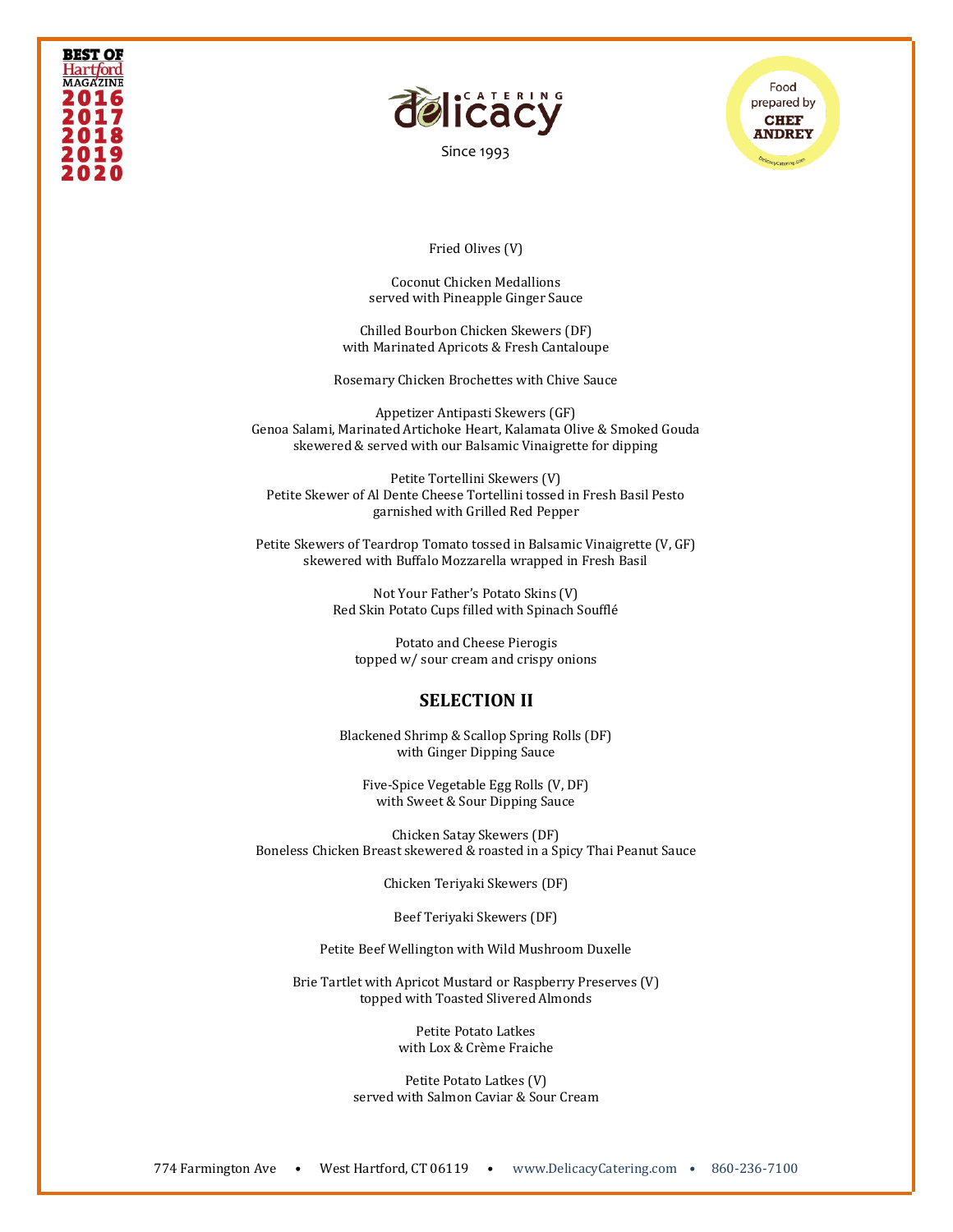Fried Olives (V)

Coconut Chicken Medallions
served with Pineapple Ginger Sauce

Chilled Bourbon Chicken Skewers (DF)
with Marinated Apricots & Fresh Cantaloupe

Rosemary Chicken Brochettes with Chive Sauce

Appetizer Antipasti Skewers (GF)
Genoa Salami, Marinated Artichoke Heart, Kalamata Olive & Smoked Gouda
skewered & served with our Balsamic Vinaigrette for dipping

Petite Tortellini Skewers (V)
Petite Skewer of Al Dente Cheese Tortellini tossed in Fresh Basil Pesto
garnished with Grilled Red Pepper

Petite Skewers of Teardrop Tomato tossed in Balsamic Vinaigrette (V, GF)
skewered with Buffalo Mozzarella wrapped in Fresh Basil

Not Your Father's Potato Skins (V)
Red Skin Potato Cups filled with Spinach Soufflé

Potato and Cheese Pierogis
topped w/ sour cream and crispy onions

## SELECTION II

Blackened Shrimp & Scallop Spring Rolls (DF)
with Ginger Dipping Sauce

Five-Spice Vegetable Egg Rolls (V, DF)
with Sweet & Sour Dipping Sauce

Chicken Satay Skewers (DF)
Boneless Chicken Breast skewered & roasted in a Spicy Thai Peanut Sauce

Chicken Teriyaki Skewers (DF)

Beef Teriyaki Skewers (DF)

Petite Beef Wellington with Wild Mushroom Duxelle

Brie Tartlet with Apricot Mustard or Raspberry Preserves (V)
topped with Toasted Slivered Almonds

Petite Potato Latkes
with Lox & Crème Fraiche

Petite Potato Latkes (V)
served with Salmon Caviar & Sour Cream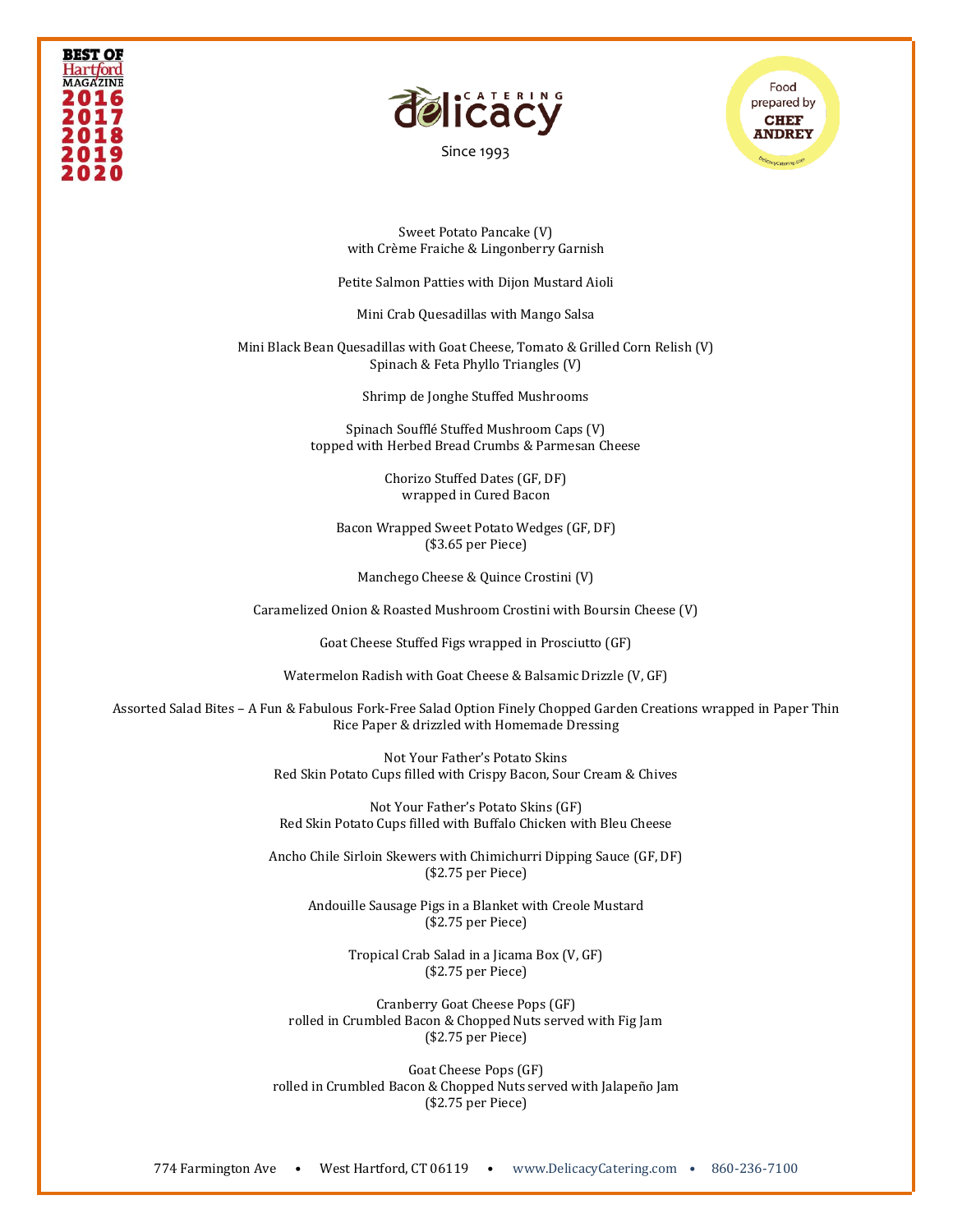Sweet Potato Pancake (V)
with Crème Fraiche & Lingonberry Garnish

Petite Salmon Patties with Dijon Mustard Aioli

Mini Crab Quesadillas with Mango Salsa

Mini Black Bean Quesadillas with Goat Cheese, Tomato & Grilled Corn Relish (V)
Spinach & Feta Phyllo Triangles (V)

Shrimp de Jonghe Stuffed Mushrooms

Spinach Soufflé Stuffed Mushroom Caps (V)
topped with Herbed Bread Crumbs & Parmesan Cheese

Chorizo Stuffed Dates (GF, DF)
wrapped in Cured Bacon

Bacon Wrapped Sweet Potato Wedges (GF, DF)
($3.65 per Piece)

Manchego Cheese & Quince Crostini (V)

Caramelized Onion & Roasted Mushroom Crostini with Boursin Cheese (V)

Goat Cheese Stuffed Figs wrapped in Prosciutto (GF)

Watermelon Radish with Goat Cheese & Balsamic Drizzle (V, GF)

Assorted Salad Bites – A Fun & Fabulous Fork-Free Salad Option Finely Chopped Garden Creations wrapped in Paper Thin Rice Paper & drizzled with Homemade Dressing

Not Your Father's Potato Skins
Red Skin Potato Cups filled with Crispy Bacon, Sour Cream & Chives

Not Your Father's Potato Skins (GF)
Red Skin Potato Cups filled with Buffalo Chicken with Bleu Cheese

Ancho Chile Sirloin Skewers with Chimichurri Dipping Sauce (GF, DF)
($2.75 per Piece)

Andouille Sausage Pigs in a Blanket with Creole Mustard
($2.75 per Piece)

Tropical Crab Salad in a Jicama Box (V, GF)
($2.75 per Piece)

Cranberry Goat Cheese Pops (GF)
rolled in Crumbled Bacon & Chopped Nuts served with Fig Jam
($2.75 per Piece)

Goat Cheese Pops (GF)
rolled in Crumbled Bacon & Chopped Nuts served with Jalapeño Jam
($2.75 per Piece)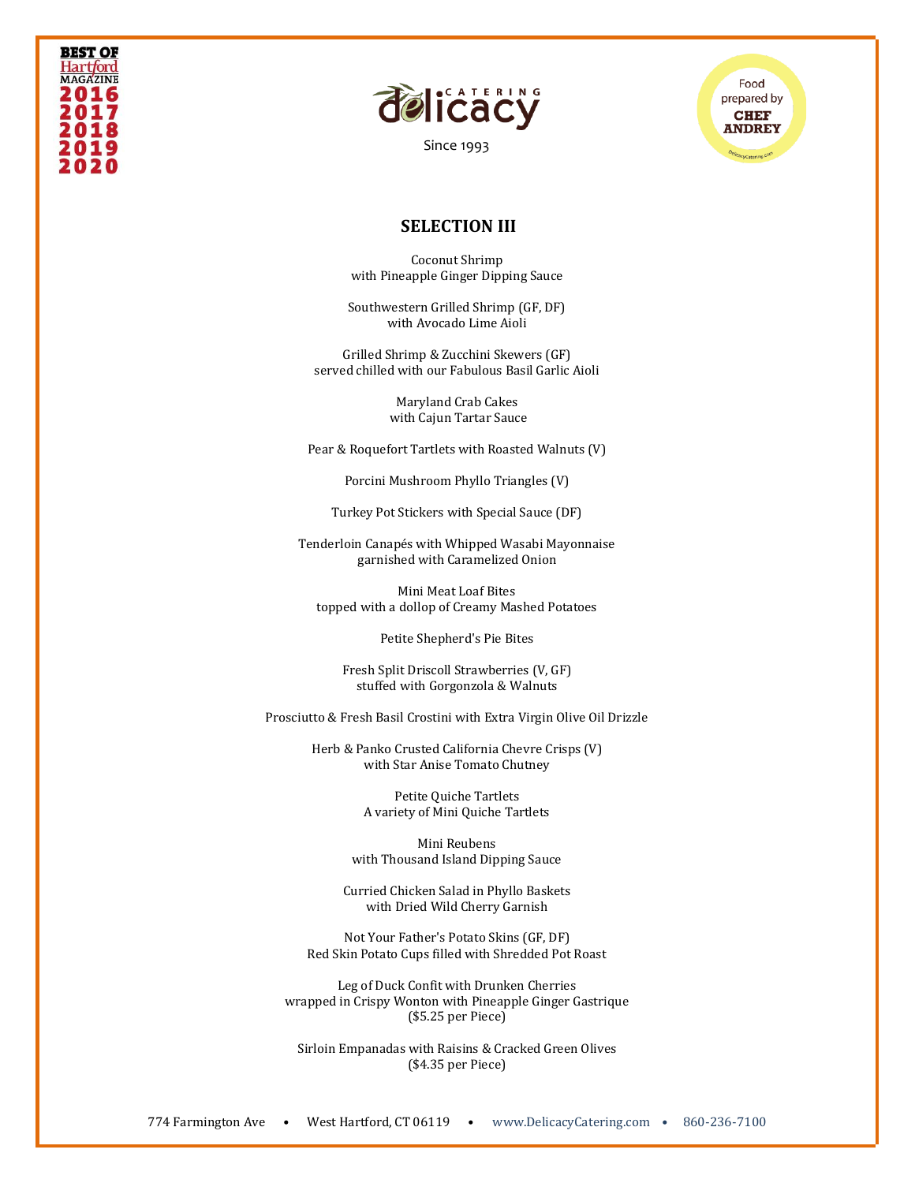BEST OF Hartford MAGAZINE 2016 2017 2018 2019 2020

delicacy CATERING

Since 1993

Food prepared by CHEF ANDREY

## SELECTION III

Coconut Shrimp
with Pineapple Ginger Dipping Sauce

Southwestern Grilled Shrimp (GF, DF)
with Avocado Lime Aioli

Grilled Shrimp & Zucchini Skewers (GF)
served chilled with our Fabulous Basil Garlic Aioli

Maryland Crab Cakes
with Cajun Tartar Sauce

Pear & Roquefort Tartlets with Roasted Walnuts (V)

Porcini Mushroom Phyllo Triangles (V)

Turkey Pot Stickers with Special Sauce (DF)

Tenderloin Canapés with Whipped Wasabi Mayonnaise
garnished with Caramelized Onion

Mini Meat Loaf Bites
topped with a dollop of Creamy Mashed Potatoes

Petite Shepherd's Pie Bites

Fresh Split Driscoll Strawberries (V, GF)
stuffed with Gorgonzola & Walnuts

Prosciutto & Fresh Basil Crostini with Extra Virgin Olive Oil Drizzle

Herb & Panko Crusted California Chevre Crisps (V)
with Star Anise Tomato Chutney

Petite Quiche Tartlets
A variety of Mini Quiche Tartlets

Mini Reubens
with Thousand Island Dipping Sauce

Curried Chicken Salad in Phyllo Baskets
with Dried Wild Cherry Garnish

Not Your Father's Potato Skins (GF, DF)
Red Skin Potato Cups filled with Shredded Pot Roast

Leg of Duck Confit with Drunken Cherries
wrapped in Crispy Wonton with Pineapple Ginger Gastrique
($5.25 per Piece)

Sirloin Empanadas with Raisins & Cracked Green Olives
($4.35 per Piece)

774 Farmington Ave • West Hartford, CT 06119 • www.DelicacyCatering.com • 860-236-7100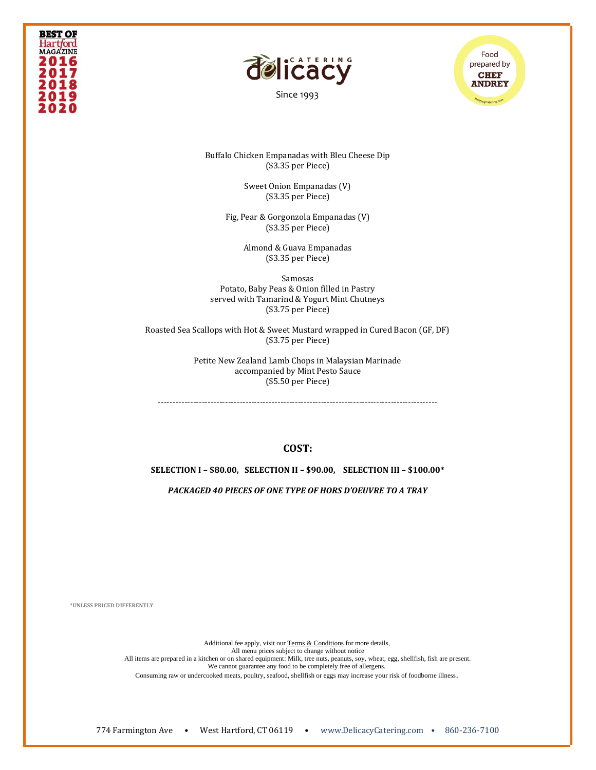BEST OF Hartford MAGAZINE 2016 2017 2018 2019 2020

CATERING delicacy

Since 1993

Food prepared by CHEF ANDREY

Buffalo Chicken Empanadas with Bleu Cheese Dip
($3.35 per Piece)

Sweet Onion Empanadas (V)
($3.35 per Piece)

Fig, Pear & Gorgonzola Empanadas (V)
($3.35 per Piece)

Almond & Guava Empanadas
($3.35 per Piece)

Samosas
Potato, Baby Peas & Onion filled in Pastry
served with Tamarind & Yogurt Mint Chutneys
($3.75 per Piece)

Roasted Sea Scallops with Hot & Sweet Mustard wrapped in Cured Bacon (GF, DF)
($3.75 per Piece)

Petite New Zealand Lamb Chops in Malaysian Marinade
accompanied by Mint Pesto Sauce
($5.50 per Piece)

---

**COST:**

**SELECTION I – $80.00, SELECTION II – $90.00, SELECTION III – $100.00***

***PACKAGED 40 PIECES OF ONE TYPE OF HORS D'OEUVRE TO A TRAY***

**\*UNLESS PRICED DIFFERENTLY**

Additional fee apply, visit our Terms & Conditions for more details,
All menu prices subject to change without notice
All items are prepared in a kitchen or on shared equipment: Milk, tree nuts, peanuts, soy, wheat, egg, shellfish, fish are present.
We cannot guarantee any food to be completely free of allergens.
Consuming raw or undercooked meats, poultry, seafood, shellfish or eggs may increase your risk of foodborne illness.

774 Farmington Ave • West Hartford, CT 06119 • www.DelicacyCatering.com • 860-236-7100